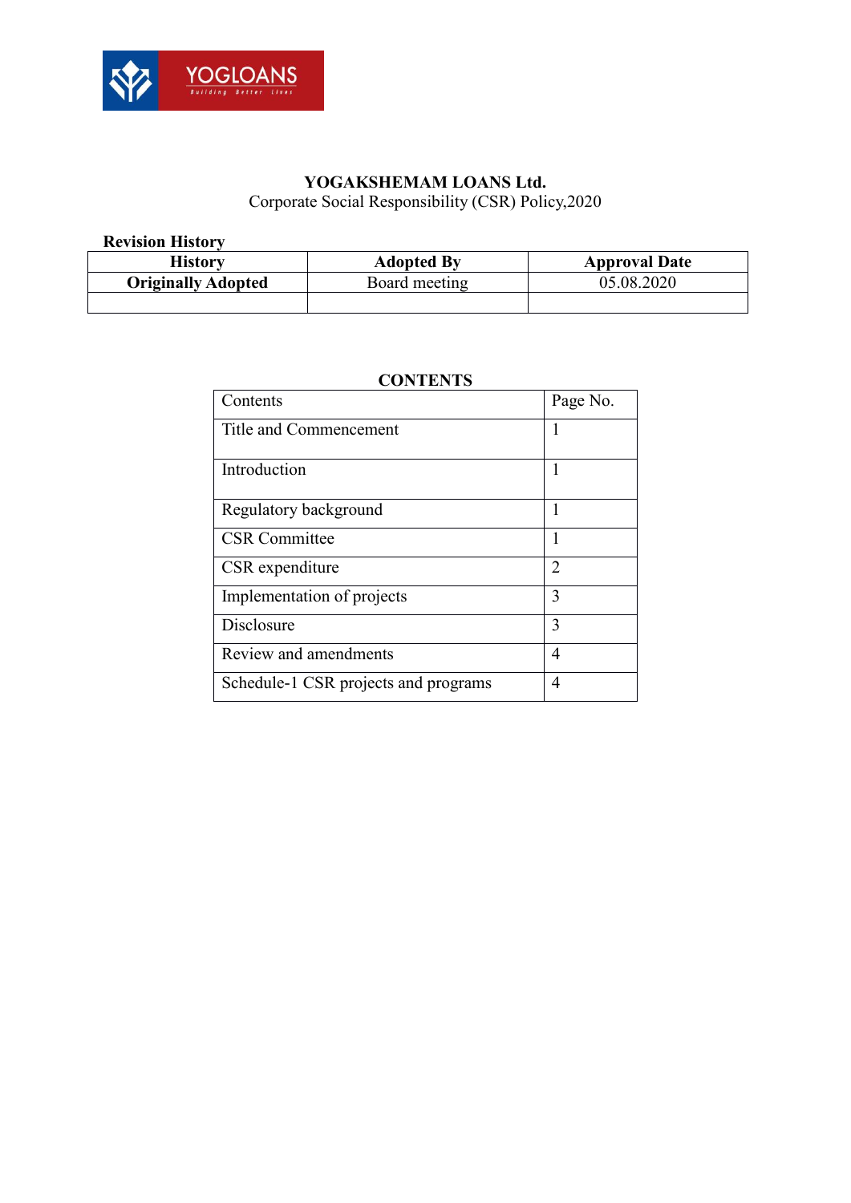# YOGAKSHEMAM LOANS Ltd.

Corporate Social Responsibility (CSR) Policy,2020

**Revision History**

| History | Adopted By | Approval Date |
| --- | --- | --- |
| **Originally Adopted** | Board meeting | 05.08.2020 |
| | | |

**CONTENTS**

| Contents | Page No. |
| --- | --- |
| Title and Commencement | 1 |
| Introduction | 1 |
| Regulatory background | 1 |
| CSR Committee | 1 |
| CSR expenditure | 2 |
| Implementation of projects | 3 |
| Disclosure | 3 |
| Review and amendments | 4 |
| Schedule-1 CSR projects and programs | 4 |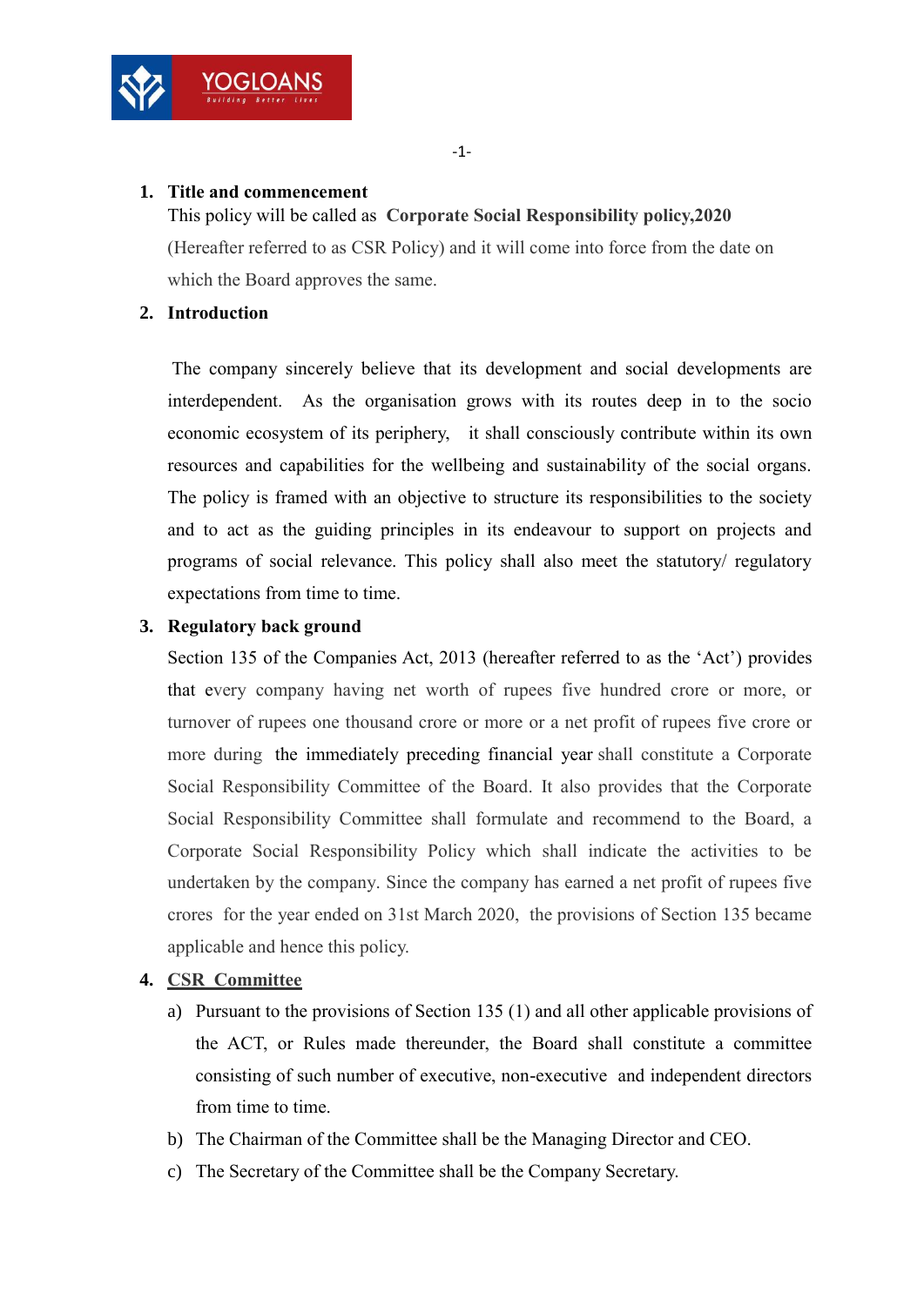1. **Title and commencement**

   This policy will be called as **Corporate Social Responsibility policy,2020** (Hereafter referred to as CSR Policy) and it will come into force from the date on which the Board approves the same.

2. **Introduction**

   The company sincerely believe that its development and social developments are interdependent. As the organisation grows with its routes deep in to the socio economic ecosystem of its periphery, it shall consciously contribute within its own resources and capabilities for the wellbeing and sustainability of the social organs. The policy is framed with an objective to structure its responsibilities to the society and to act as the guiding principles in its endeavour to support on projects and programs of social relevance. This policy shall also meet the statutory/ regulatory expectations from time to time.

3. **Regulatory back ground**

   Section 135 of the Companies Act, 2013 (hereafter referred to as the 'Act') provides that every company having net worth of rupees five hundred crore or more, or turnover of rupees one thousand crore or more or a net profit of rupees five crore or more during the immediately preceding financial year shall constitute a Corporate Social Responsibility Committee of the Board. It also provides that the Corporate Social Responsibility Committee shall formulate and recommend to the Board, a Corporate Social Responsibility Policy which shall indicate the activities to be undertaken by the company. Since the company has earned a net profit of rupees five crores for the year ended on 31st March 2020, the provisions of Section 135 became applicable and hence this policy.

4. **CSR Committee**

   a) Pursuant to the provisions of Section 135 (1) and all other applicable provisions of the ACT, or Rules made thereunder, the Board shall constitute a committee consisting of such number of executive, non-executive and independent directors from time to time.

   b) The Chairman of the Committee shall be the Managing Director and CEO.

   c) The Secretary of the Committee shall be the Company Secretary.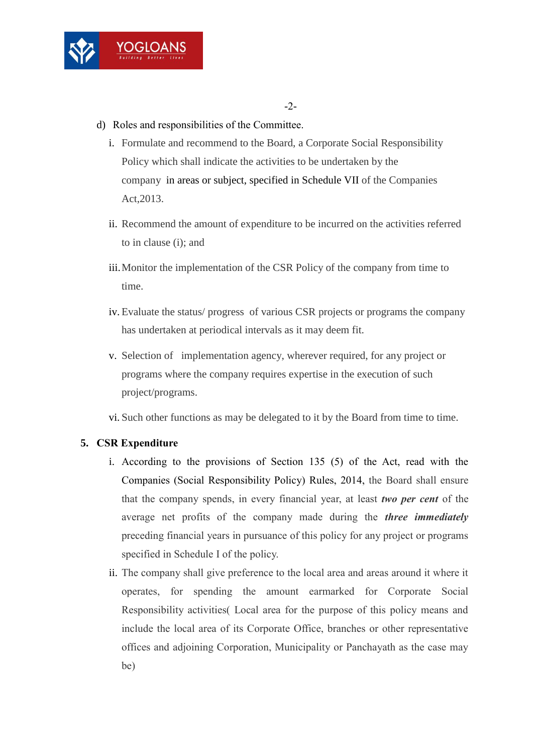d) Roles and responsibilities of the Committee.

i. Formulate and recommend to the Board, a Corporate Social Responsibility Policy which shall indicate the activities to be undertaken by the company in areas or subject, specified in Schedule VII of the Companies Act,2013.

ii. Recommend the amount of expenditure to be incurred on the activities referred to in clause (i); and

iii. Monitor the implementation of the CSR Policy of the company from time to time.

iv. Evaluate the status/ progress of various CSR projects or programs the company has undertaken at periodical intervals as it may deem fit.

v. Selection of implementation agency, wherever required, for any project or programs where the company requires expertise in the execution of such project/programs.

vi. Such other functions as may be delegated to it by the Board from time to time.

**5. CSR Expenditure**

i. According to the provisions of Section 135 (5) of the Act, read with the Companies (Social Responsibility Policy) Rules, 2014, the Board shall ensure that the company spends, in every financial year, at least ***two per cent*** of the average net profits of the company made during the ***three immediately*** preceding financial years in pursuance of this policy for any project or programs specified in Schedule I of the policy.

ii. The company shall give preference to the local area and areas around it where it operates, for spending the amount earmarked for Corporate Social Responsibility activities( Local area for the purpose of this policy means and include the local area of its Corporate Office, branches or other representative offices and adjoining Corporation, Municipality or Panchayath as the case may be)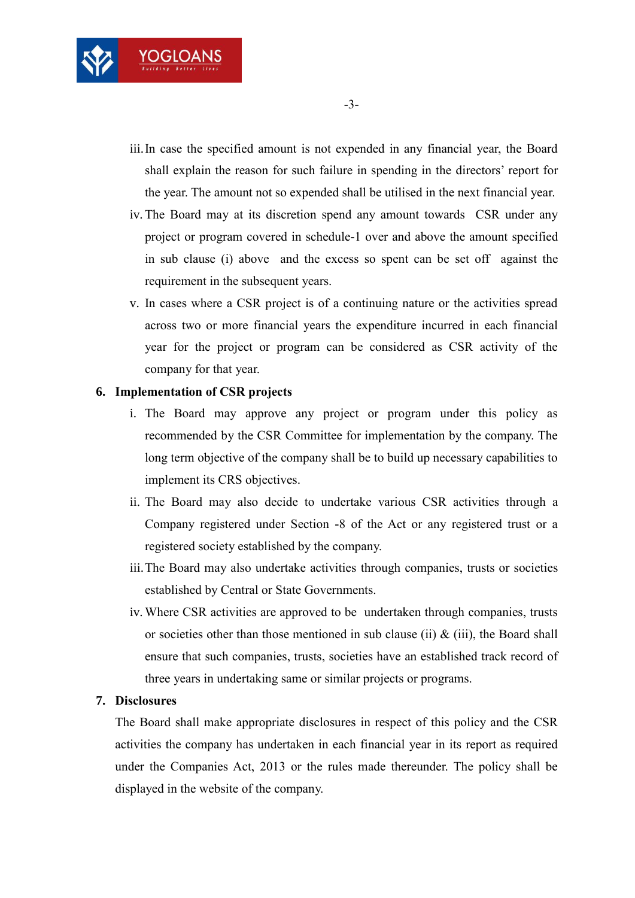iii. In case the specified amount is not expended in any financial year, the Board shall explain the reason for such failure in spending in the directors' report for the year. The amount not so expended shall be utilised in the next financial year.

iv. The Board may at its discretion spend any amount towards CSR under any project or program covered in schedule-1 over and above the amount specified in sub clause (i) above and the excess so spent can be set off against the requirement in the subsequent years.

v. In cases where a CSR project is of a continuing nature or the activities spread across two or more financial years the expenditure incurred in each financial year for the project or program can be considered as CSR activity of the company for that year.

**6. Implementation of CSR projects**

i. The Board may approve any project or program under this policy as recommended by the CSR Committee for implementation by the company. The long term objective of the company shall be to build up necessary capabilities to implement its CRS objectives.

ii. The Board may also decide to undertake various CSR activities through a Company registered under Section -8 of the Act or any registered trust or a registered society established by the company.

iii. The Board may also undertake activities through companies, trusts or societies established by Central or State Governments.

iv. Where CSR activities are approved to be undertaken through companies, trusts or societies other than those mentioned in sub clause (ii) & (iii), the Board shall ensure that such companies, trusts, societies have an established track record of three years in undertaking same or similar projects or programs.

**7. Disclosures**

The Board shall make appropriate disclosures in respect of this policy and the CSR activities the company has undertaken in each financial year in its report as required under the Companies Act, 2013 or the rules made thereunder. The policy shall be displayed in the website of the company.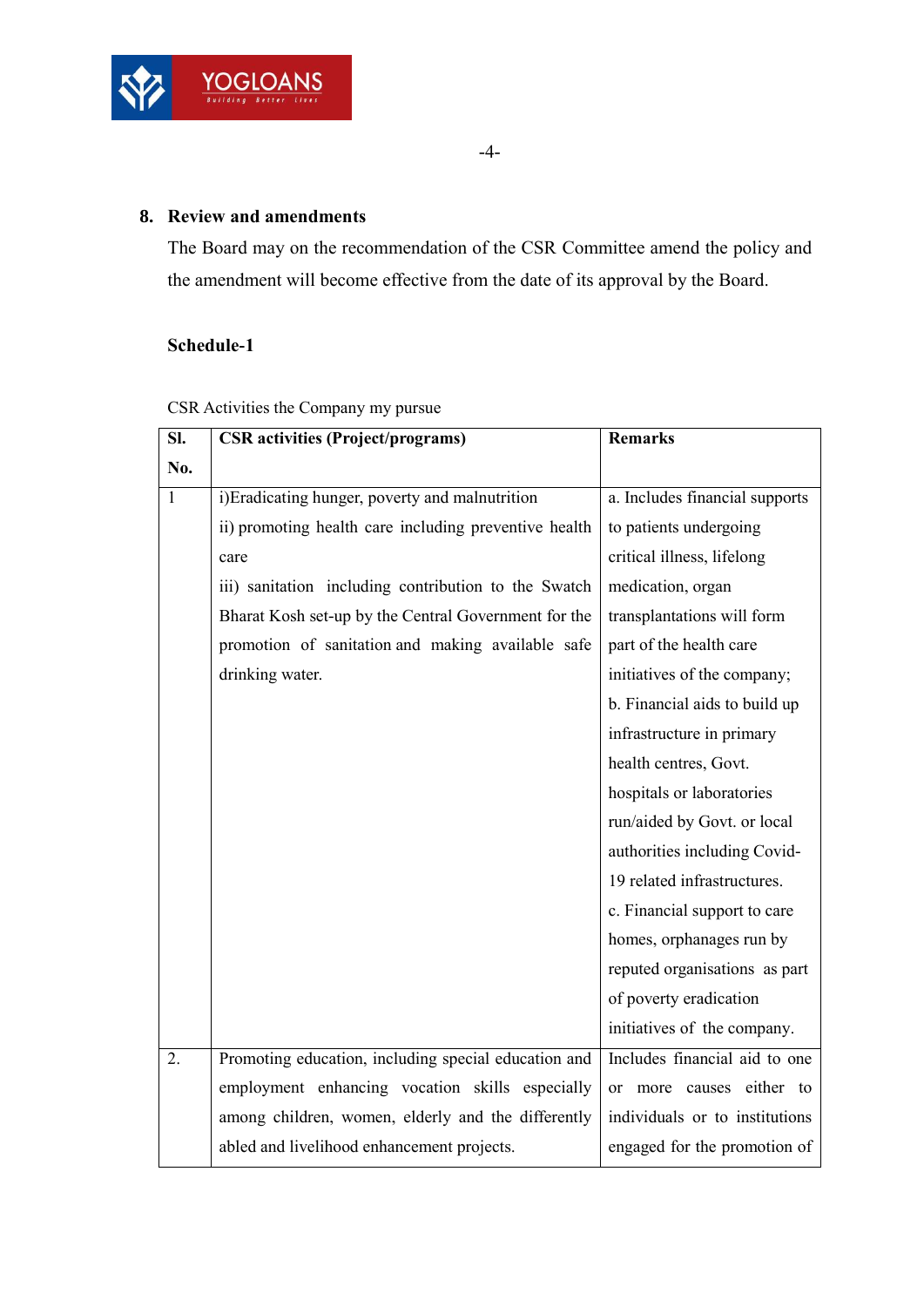## 8. Review and amendments

The Board may on the recommendation of the CSR Committee amend the policy and the amendment will become effective from the date of its approval by the Board.

### Schedule-1

CSR Activities the Company my pursue

| Sl. No. | CSR activities (Project/programs) | Remarks |
|---|---|---|
| 1 | i)Eradicating hunger, poverty and malnutrition<br>ii) promoting health care including preventive health care<br>iii) sanitation including contribution to the Swatch Bharat Kosh set-up by the Central Government for the promotion of sanitation and making available safe drinking water. | a. Includes financial supports to patients undergoing critical illness, lifelong medication, organ transplantations will form part of the health care initiatives of the company;<br>b. Financial aids to build up infrastructure in primary health centres, Govt. hospitals or laboratories run/aided by Govt. or local authorities including Covid-19 related infrastructures.<br>c. Financial support to care homes, orphanages run by reputed organisations as part of poverty eradication initiatives of the company. |
| 2. | Promoting education, including special education and employment enhancing vocation skills especially among children, women, elderly and the differently abled and livelihood enhancement projects. | Includes financial aid to one or more causes either to individuals or to institutions engaged for the promotion of |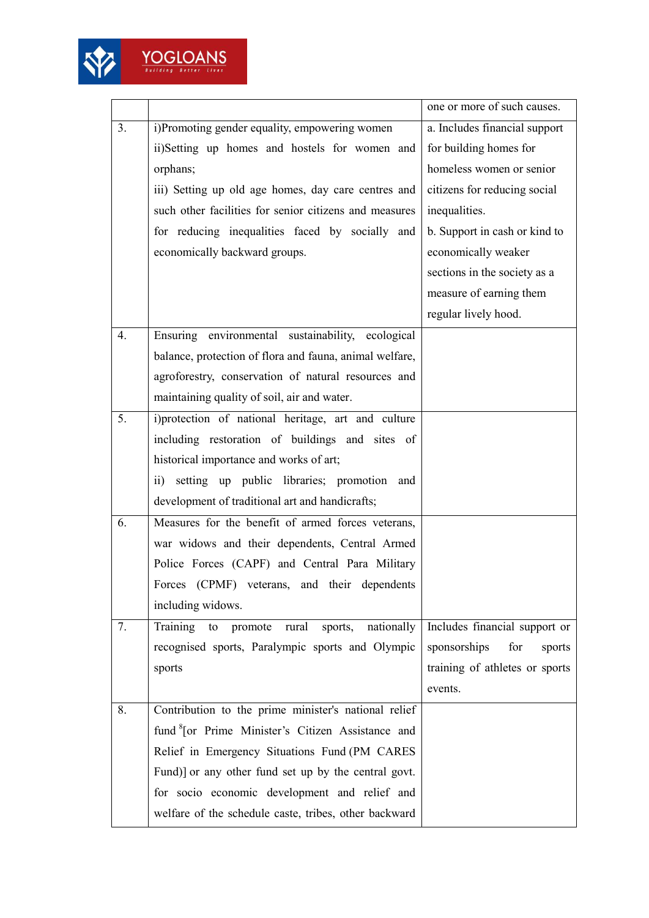| | | |
|---|---|---|
| | | one or more of such causes. |
| 3. | i)Promoting gender equality, empowering women<br>ii)Setting up homes and hostels for women and orphans;<br>iii) Setting up old age homes, day care centres and such other facilities for senior citizens and measures for reducing inequalities faced by socially and economically backward groups. | a. Includes financial support for building homes for homeless women or senior citizens for reducing social inequalities.<br>b. Support in cash or kind to economically weaker sections in the society as a measure of earning them regular lively hood. |
| 4. | Ensuring environmental sustainability, ecological balance, protection of flora and fauna, animal welfare, agroforestry, conservation of natural resources and maintaining quality of soil, air and water. | |
| 5. | i)protection of national heritage, art and culture including restoration of buildings and sites of historical importance and works of art;<br>ii) setting up public libraries; promotion and development of traditional art and handicrafts; | |
| 6. | Measures for the benefit of armed forces veterans, war widows and their dependents, Central Armed Police Forces (CAPF) and Central Para Military Forces (CPMF) veterans, and their dependents including widows. | |
| 7. | Training to promote rural sports, nationally recognised sports, Paralympic sports and Olympic sports | Includes financial support or sponsorships for sports training of athletes or sports events. |
| 8. | Contribution to the prime minister's national relief fund [8][or Prime Minister's Citizen Assistance and Relief in Emergency Situations Fund (PM CARES Fund)] or any other fund set up by the central govt. for socio economic development and relief and welfare of the schedule caste, tribes, other backward | |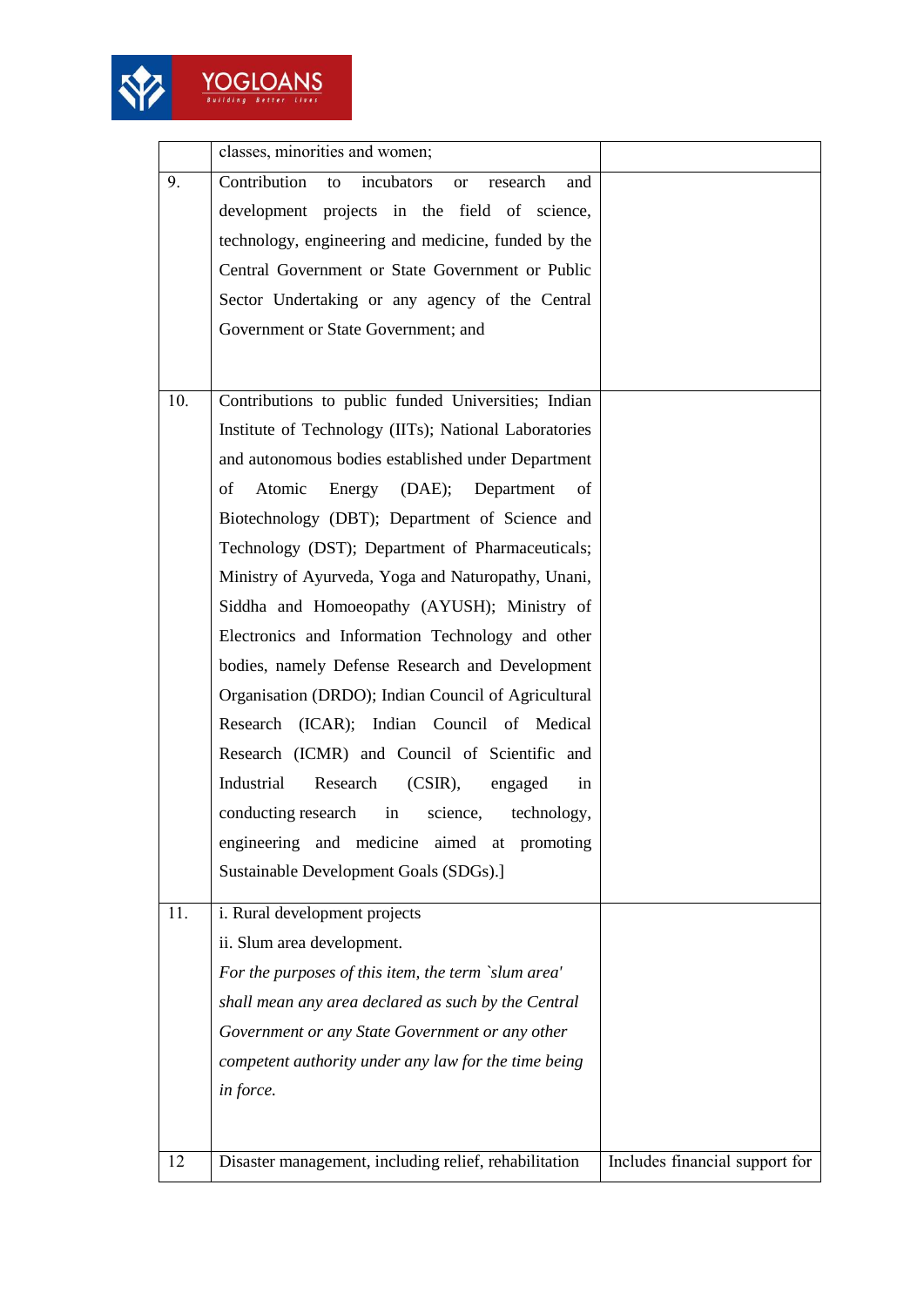|  |  |  |
|---|---|---|
|  | classes, minorities and women; |  |
| 9. | Contribution to incubators or research and development projects in the field of science, technology, engineering and medicine, funded by the Central Government or State Government or Public Sector Undertaking or any agency of the Central Government or State Government; and |  |
| 10. | Contributions to public funded Universities; Indian Institute of Technology (IITs); National Laboratories and autonomous bodies established under Department of Atomic Energy (DAE); Department of Biotechnology (DBT); Department of Science and Technology (DST); Department of Pharmaceuticals; Ministry of Ayurveda, Yoga and Naturopathy, Unani, Siddha and Homoeopathy (AYUSH); Ministry of Electronics and Information Technology and other bodies, namely Defense Research and Development Organisation (DRDO); Indian Council of Agricultural Research (ICAR); Indian Council of Medical Research (ICMR) and Council of Scientific and Industrial Research (CSIR), engaged in conducting research in science, technology, engineering and medicine aimed at promoting Sustainable Development Goals (SDGs).] |  |
| 11. | i. Rural development projects<br>ii. Slum area development.<br>*For the purposes of this item, the term `slum area' shall mean any area declared as such by the Central Government or any State Government or any other competent authority under any law for the time being in force.* |  |
| 12 | Disaster management, including relief, rehabilitation | Includes financial support for |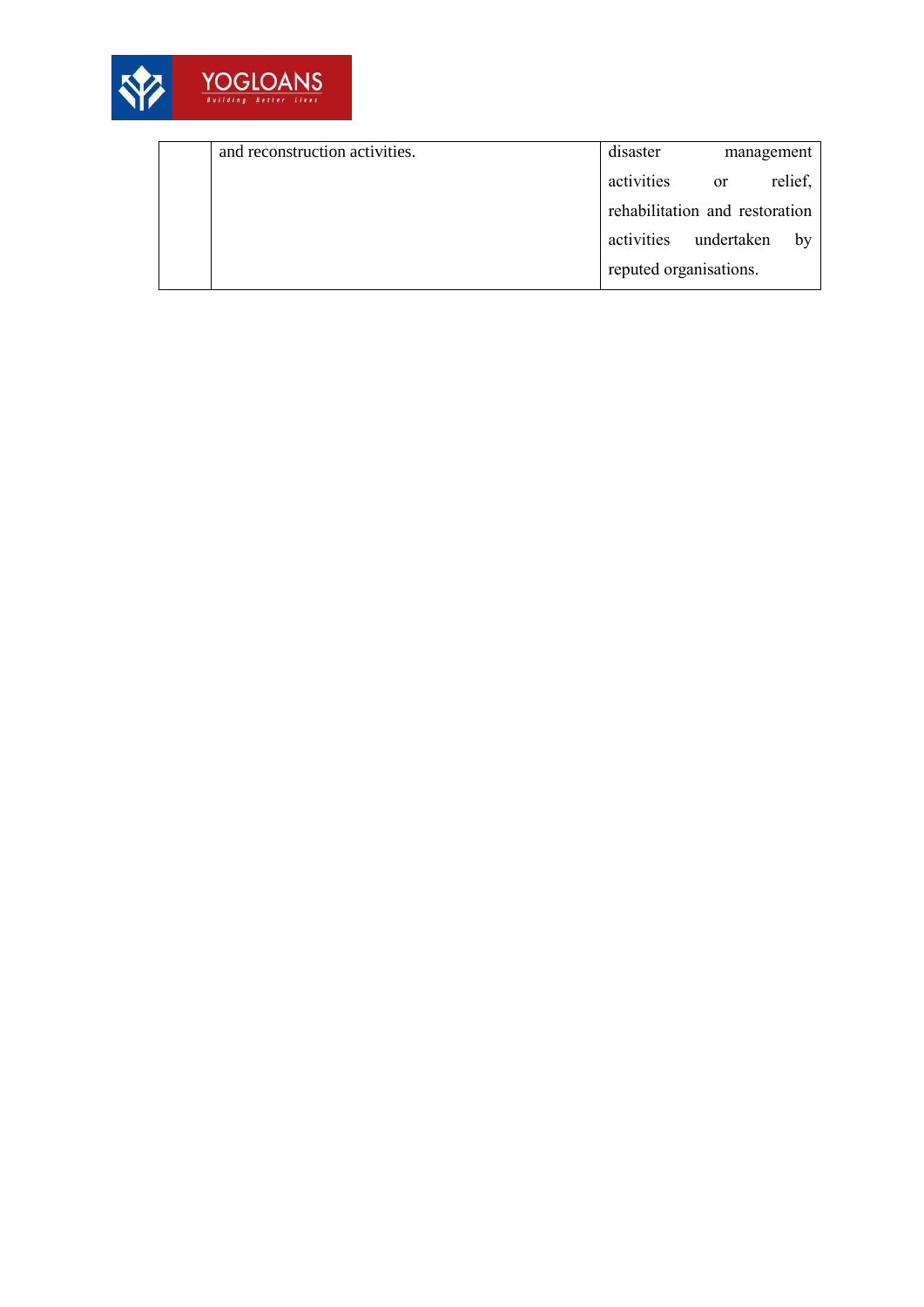| | | |
|---|---|---|
| | and reconstruction activities. | disaster management activities or relief, rehabilitation and restoration activities undertaken by reputed organisations. |